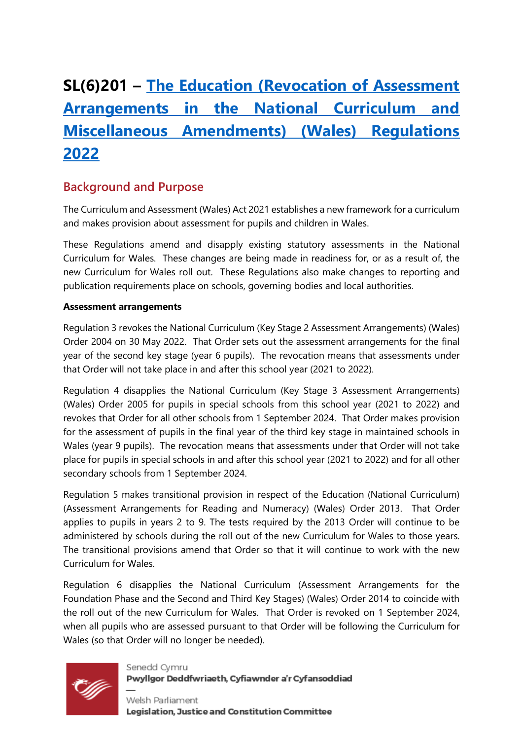# SL(6)201 – [The Education (Revocation of Assessment Arrangements in the National Curriculum and Miscellaneous Amendments) (Wales) Regulations 2022]()

## Background and Purpose

The Curriculum and Assessment (Wales) Act 2021 establishes a new framework for a curriculum and makes provision about assessment for pupils and children in Wales.

These Regulations amend and disapply existing statutory assessments in the National Curriculum for Wales. These changes are being made in readiness for, or as a result of, the new Curriculum for Wales roll out. These Regulations also make changes to reporting and publication requirements place on schools, governing bodies and local authorities.

**Assessment arrangements**

Regulation 3 revokes the National Curriculum (Key Stage 2 Assessment Arrangements) (Wales) Order 2004 on 30 May 2022. That Order sets out the assessment arrangements for the final year of the second key stage (year 6 pupils). The revocation means that assessments under that Order will not take place in and after this school year (2021 to 2022).

Regulation 4 disapplies the National Curriculum (Key Stage 3 Assessment Arrangements) (Wales) Order 2005 for pupils in special schools from this school year (2021 to 2022) and revokes that Order for all other schools from 1 September 2024. That Order makes provision for the assessment of pupils in the final year of the third key stage in maintained schools in Wales (year 9 pupils). The revocation means that assessments under that Order will not take place for pupils in special schools in and after this school year (2021 to 2022) and for all other secondary schools from 1 September 2024.

Regulation 5 makes transitional provision in respect of the Education (National Curriculum) (Assessment Arrangements for Reading and Numeracy) (Wales) Order 2013. That Order applies to pupils in years 2 to 9. The tests required by the 2013 Order will continue to be administered by schools during the roll out of the new Curriculum for Wales to those years. The transitional provisions amend that Order so that it will continue to work with the new Curriculum for Wales.

Regulation 6 disapplies the National Curriculum (Assessment Arrangements for the Foundation Phase and the Second and Third Key Stages) (Wales) Order 2014 to coincide with the roll out of the new Curriculum for Wales. That Order is revoked on 1 September 2024, when all pupils who are assessed pursuant to that Order will be following the Curriculum for Wales (so that Order will no longer be needed).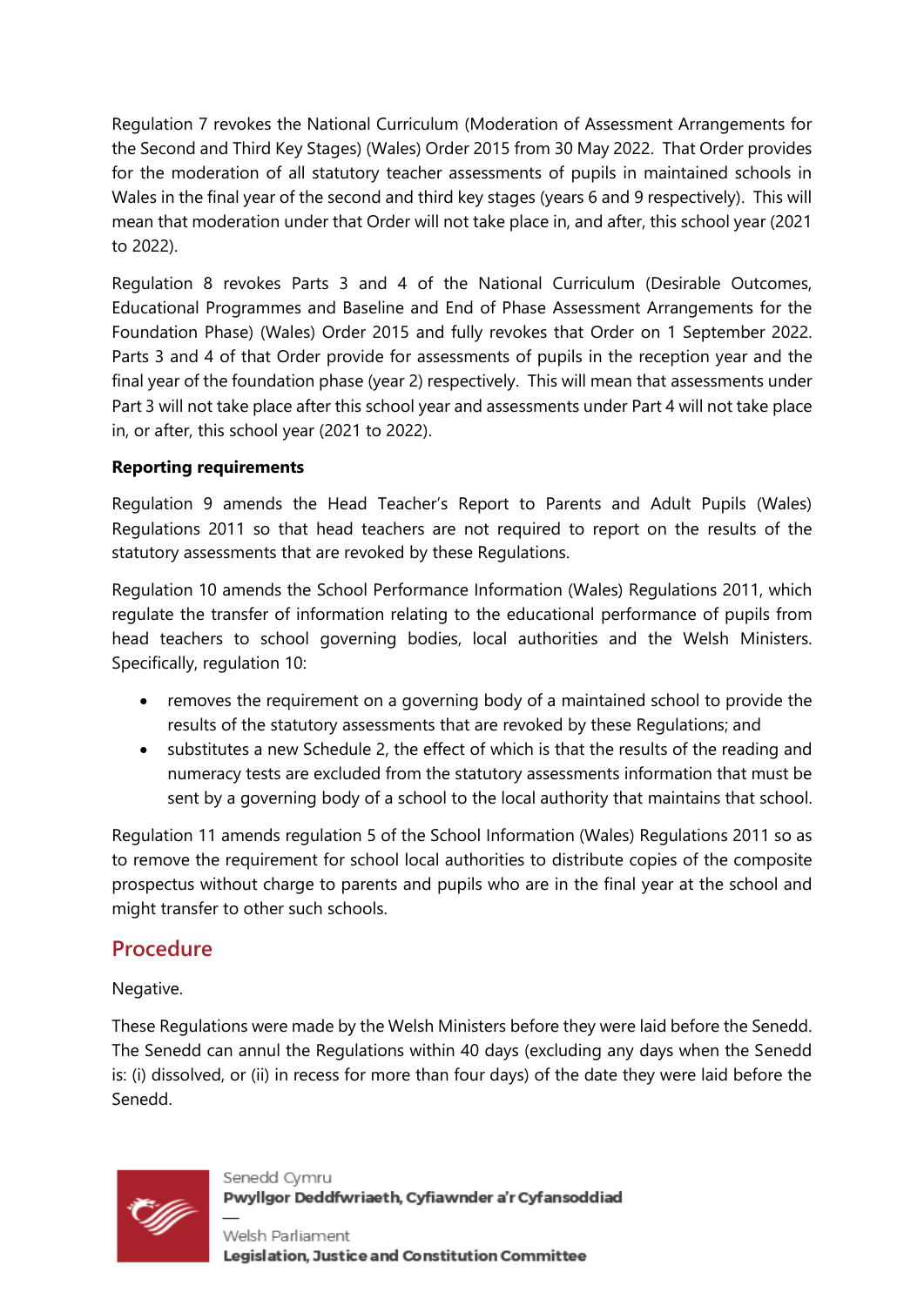Regulation 7 revokes the National Curriculum (Moderation of Assessment Arrangements for the Second and Third Key Stages) (Wales) Order 2015 from 30 May 2022. That Order provides for the moderation of all statutory teacher assessments of pupils in maintained schools in Wales in the final year of the second and third key stages (years 6 and 9 respectively). This will mean that moderation under that Order will not take place in, and after, this school year (2021 to 2022).

Regulation 8 revokes Parts 3 and 4 of the National Curriculum (Desirable Outcomes, Educational Programmes and Baseline and End of Phase Assessment Arrangements for the Foundation Phase) (Wales) Order 2015 and fully revokes that Order on 1 September 2022. Parts 3 and 4 of that Order provide for assessments of pupils in the reception year and the final year of the foundation phase (year 2) respectively. This will mean that assessments under Part 3 will not take place after this school year and assessments under Part 4 will not take place in, or after, this school year (2021 to 2022).

**Reporting requirements**

Regulation 9 amends the Head Teacher's Report to Parents and Adult Pupils (Wales) Regulations 2011 so that head teachers are not required to report on the results of the statutory assessments that are revoked by these Regulations.

Regulation 10 amends the School Performance Information (Wales) Regulations 2011, which regulate the transfer of information relating to the educational performance of pupils from head teachers to school governing bodies, local authorities and the Welsh Ministers. Specifically, regulation 10:

- removes the requirement on a governing body of a maintained school to provide the results of the statutory assessments that are revoked by these Regulations; and
- substitutes a new Schedule 2, the effect of which is that the results of the reading and numeracy tests are excluded from the statutory assessments information that must be sent by a governing body of a school to the local authority that maintains that school.

Regulation 11 amends regulation 5 of the School Information (Wales) Regulations 2011 so as to remove the requirement for school local authorities to distribute copies of the composite prospectus without charge to parents and pupils who are in the final year at the school and might transfer to other such schools.

## Procedure

Negative.

These Regulations were made by the Welsh Ministers before they were laid before the Senedd. The Senedd can annul the Regulations within 40 days (excluding any days when the Senedd is: (i) dissolved, or (ii) in recess for more than four days) of the date they were laid before the Senedd.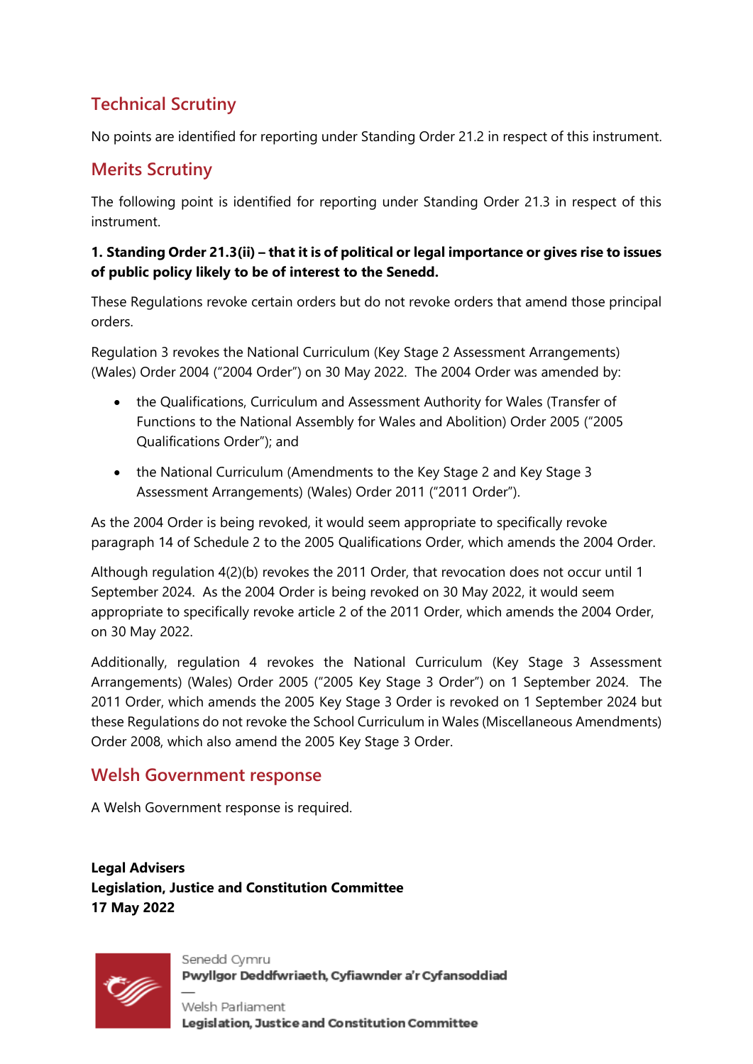## Technical Scrutiny

No points are identified for reporting under Standing Order 21.2 in respect of this instrument.

## Merits Scrutiny

The following point is identified for reporting under Standing Order 21.3 in respect of this instrument.

**1. Standing Order 21.3(ii) – that it is of political or legal importance or gives rise to issues of public policy likely to be of interest to the Senedd.**

These Regulations revoke certain orders but do not revoke orders that amend those principal orders.

Regulation 3 revokes the National Curriculum (Key Stage 2 Assessment Arrangements) (Wales) Order 2004 ("2004 Order") on 30 May 2022. The 2004 Order was amended by:

- the Qualifications, Curriculum and Assessment Authority for Wales (Transfer of Functions to the National Assembly for Wales and Abolition) Order 2005 ("2005 Qualifications Order"); and
- the National Curriculum (Amendments to the Key Stage 2 and Key Stage 3 Assessment Arrangements) (Wales) Order 2011 ("2011 Order").

As the 2004 Order is being revoked, it would seem appropriate to specifically revoke paragraph 14 of Schedule 2 to the 2005 Qualifications Order, which amends the 2004 Order.

Although regulation 4(2)(b) revokes the 2011 Order, that revocation does not occur until 1 September 2024. As the 2004 Order is being revoked on 30 May 2022, it would seem appropriate to specifically revoke article 2 of the 2011 Order, which amends the 2004 Order, on 30 May 2022.

Additionally, regulation 4 revokes the National Curriculum (Key Stage 3 Assessment Arrangements) (Wales) Order 2005 ("2005 Key Stage 3 Order") on 1 September 2024. The 2011 Order, which amends the 2005 Key Stage 3 Order is revoked on 1 September 2024 but these Regulations do not revoke the School Curriculum in Wales (Miscellaneous Amendments) Order 2008, which also amend the 2005 Key Stage 3 Order.

## Welsh Government response

A Welsh Government response is required.

**Legal Advisers**
**Legislation, Justice and Constitution Committee**
**17 May 2022**

Senedd Cymru
**Pwyllgor Deddfwriaeth, Cyfiawnder a'r Cyfansoddiad**

Welsh Parliament
**Legislation, Justice and Constitution Committee**